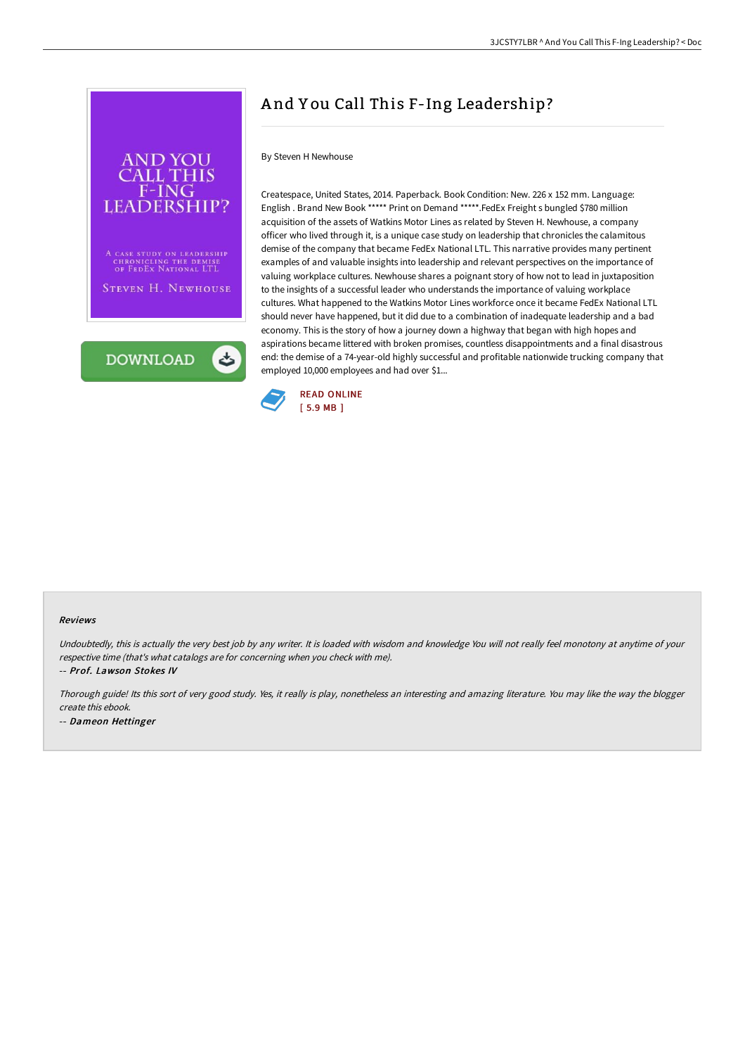# And You Call This F-Ing Leadership?

By Steven H Newhouse

Createspace, United States, 2014. Paperback. Book Condition: New. 226 x 152 mm. Language: English . Brand New Book ***** Print on Demand *****.FedEx Freight s bungled $780 million acquisition of the assets of Watkins Motor Lines as related by Steven H. Newhouse, a company officer who lived through it, is a unique case study on leadership that chronicles the calamitous demise of the company that became FedEx National LTL. This narrative provides many pertinent examples of and valuable insights into leadership and relevant perspectives on the importance of valuing workplace cultures. Newhouse shares a poignant story of how not to lead in juxtaposition to the insights of a successful leader who understands the importance of valuing workplace cultures. What happened to the Watkins Motor Lines workforce once it became FedEx National LTL should never have happened, but it did due to a combination of inadequate leadership and a bad economy. This is the story of how a journey down a highway that began with high hopes and aspirations became littered with broken promises, countless disappointments and a final disastrous end: the demise of a 74-year-old highly successful and profitable nationwide trucking company that employed 10,000 employees and had over $1...

READ ONLINE
[ 5.9 MB ]

## Reviews

*Undoubtedly, this is actually the very best job by any writer. It is loaded with wisdom and knowledge You will not really feel monotony at anytime of your respective time (that's what catalogs are for concerning when you check with me).*

-- *Prof. Lawson Stokes IV*

*Thorough guide! Its this sort of very good study. Yes, it really is play, nonetheless an interesting and amazing literature. You may like the way the blogger create this ebook.*

-- *Dameon Hettinger*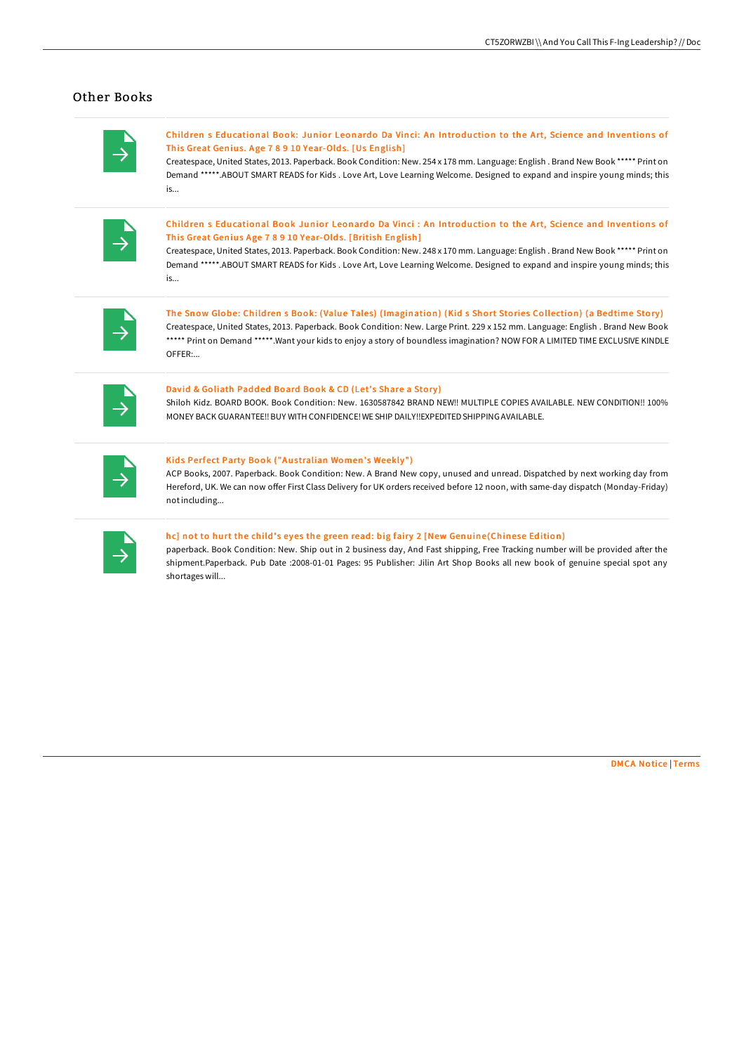## Other Books

### Children s Educational Book: Junior Leonardo Da Vinci: An Introduction to the Art, Science and Inventions of This Great Genius. Age 7 8 9 10 Year-Olds. [Us English]

Createspace, United States, 2013. Paperback. Book Condition: New. 254 x 178 mm. Language: English . Brand New Book ***** Print on Demand *****.ABOUT SMART READS for Kids . Love Art, Love Learning Welcome. Designed to expand and inspire young minds; this is...

### Children s Educational Book Junior Leonardo Da Vinci : An Introduction to the Art, Science and Inventions of This Great Genius Age 7 8 9 10 Year-Olds. [British English]

Createspace, United States, 2013. Paperback. Book Condition: New. 248 x 170 mm. Language: English . Brand New Book ***** Print on Demand *****.ABOUT SMART READS for Kids . Love Art, Love Learning Welcome. Designed to expand and inspire young minds; this is...

### The Snow Globe: Children s Book: (Value Tales) (Imagination) (Kid s Short Stories Collection) (a Bedtime Story)

Createspace, United States, 2013. Paperback. Book Condition: New. Large Print. 229 x 152 mm. Language: English . Brand New Book ***** Print on Demand *****.Want your kids to enjoy a story of boundless imagination? NOW FOR A LIMITED TIME EXCLUSIVE KINDLE OFFER:...

### David & Goliath Padded Board Book & CD (Let's Share a Story)

Shiloh Kidz. BOARD BOOK. Book Condition: New. 1630587842 BRAND NEW!! MULTIPLE COPIES AVAILABLE. NEW CONDITION!! 100% MONEY BACK GUARANTEE!! BUY WITH CONFIDENCE! WE SHIP DAILY!!EXPEDITED SHIPPING AVAILABLE.

### Kids Perfect Party Book ("Australian Women's Weekly")

ACP Books, 2007. Paperback. Book Condition: New. A Brand New copy, unused and unread. Dispatched by next working day from Hereford, UK. We can now offer First Class Delivery for UK orders received before 12 noon, with same-day dispatch (Monday-Friday) not including...

### hc] not to hurt the child's eyes the green read: big fairy 2 [New Genuine(Chinese Edition)

paperback. Book Condition: New. Ship out in 2 business day, And Fast shipping, Free Tracking number will be provided after the shipment.Paperback. Pub Date :2008-01-01 Pages: 95 Publisher: Jilin Art Shop Books all new book of genuine special spot any shortages will...

DMCA Notice | Terms